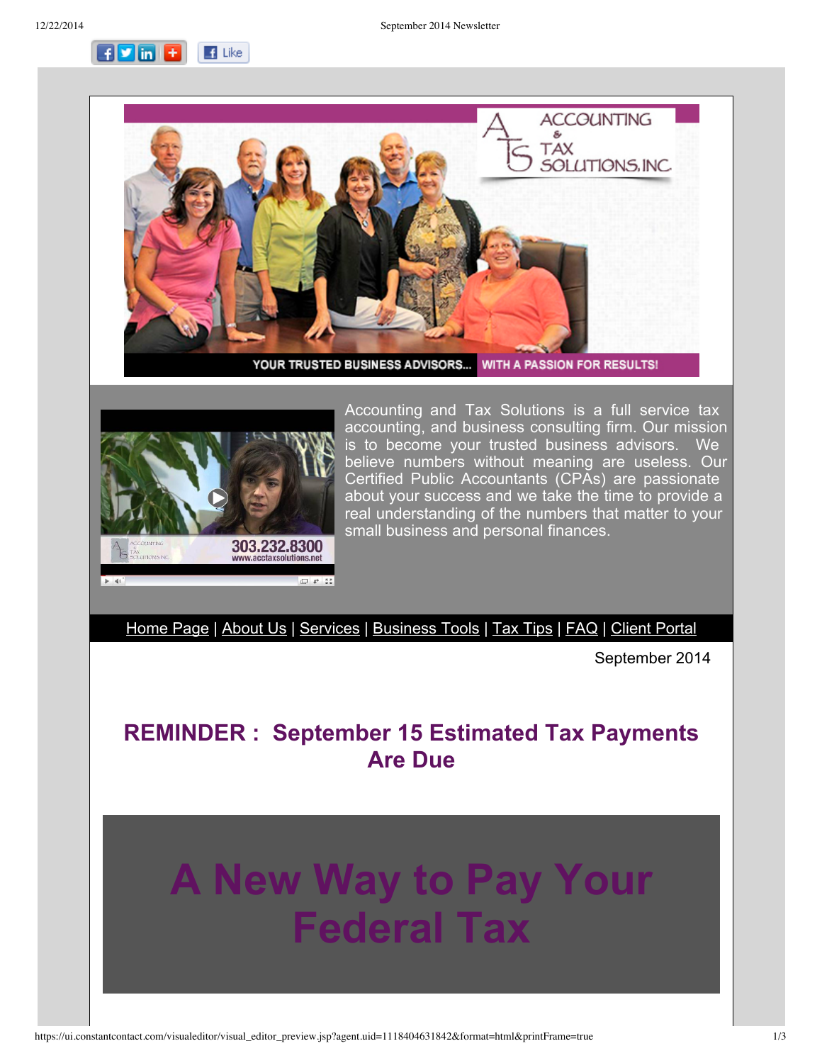Accounting and Tax Solutions is a full service tax accounting, and business consulting firm. Our mission is to become your trusted business advisors. We believe numbers without meaning are useless. Our Certified Public Accountants (CPAs) are passionate about your success and we take the time to provide a real understanding of the numbers that matter to your small business and personal finances.

Home Page | About Us | Services | Business Tools | Tax Tips | FAQ | Client Portal

September 2014

## REMINDER : September 15 Estimated Tax Payments Are Due

# A New Way to Pay Your Federal Tax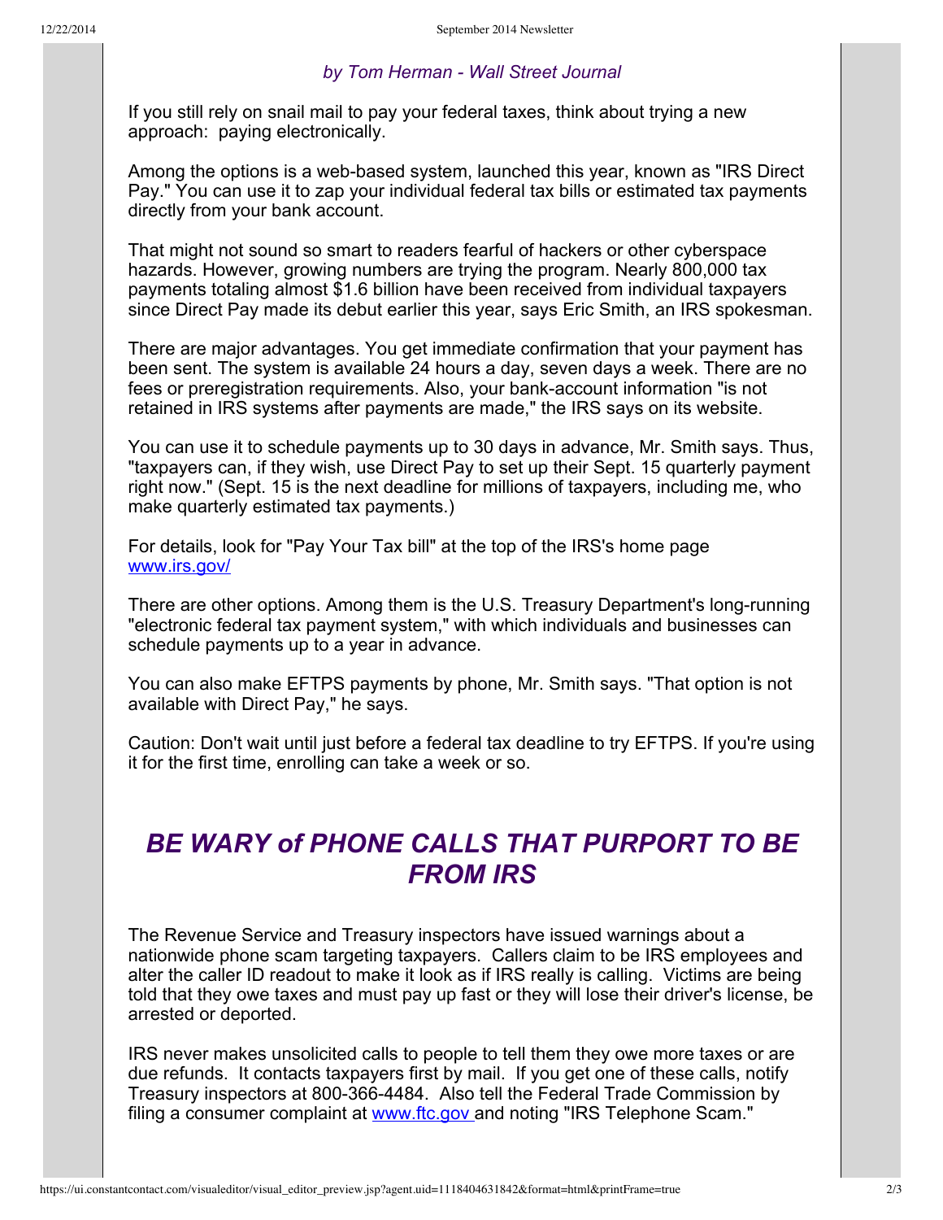*by Tom Herman - Wall Street Journal*

If you still rely on snail mail to pay your federal taxes, think about trying a new approach: paying electronically.

Among the options is a web-based system, launched this year, known as "IRS Direct Pay." You can use it to zap your individual federal tax bills or estimated tax payments directly from your bank account.

That might not sound so smart to readers fearful of hackers or other cyberspace hazards. However, growing numbers are trying the program. Nearly 800,000 tax payments totaling almost $1.6 billion have been received from individual taxpayers since Direct Pay made its debut earlier this year, says Eric Smith, an IRS spokesman.

There are major advantages. You get immediate confirmation that your payment has been sent. The system is available 24 hours a day, seven days a week. There are no fees or preregistration requirements. Also, your bank-account information "is not retained in IRS systems after payments are made," the IRS says on its website.

You can use it to schedule payments up to 30 days in advance, Mr. Smith says. Thus, "taxpayers can, if they wish, use Direct Pay to set up their Sept. 15 quarterly payment right now." (Sept. 15 is the next deadline for millions of taxpayers, including me, who make quarterly estimated tax payments.)

For details, look for "Pay Your Tax bill" at the top of the IRS's home page [www.irs.gov/](www.irs.gov/)

There are other options. Among them is the U.S. Treasury Department's long-running "electronic federal tax payment system," with which individuals and businesses can schedule payments up to a year in advance.

You can also make EFTPS payments by phone, Mr. Smith says. "That option is not available with Direct Pay," he says.

Caution: Don't wait until just before a federal tax deadline to try EFTPS. If you're using it for the first time, enrolling can take a week or so.

## *BE WARY of PHONE CALLS THAT PURPORT TO BE FROM IRS*

The Revenue Service and Treasury inspectors have issued warnings about a nationwide phone scam targeting taxpayers. Callers claim to be IRS employees and alter the caller ID readout to make it look as if IRS really is calling. Victims are being told that they owe taxes and must pay up fast or they will lose their driver's license, be arrested or deported.

IRS never makes unsolicited calls to people to tell them they owe more taxes or are due refunds. It contacts taxpayers first by mail. If you get one of these calls, notify Treasury inspectors at 800-366-4484. Also tell the Federal Trade Commission by filing a consumer complaint at [www.ftc.gov](www.ftc.gov) and noting "IRS Telephone Scam."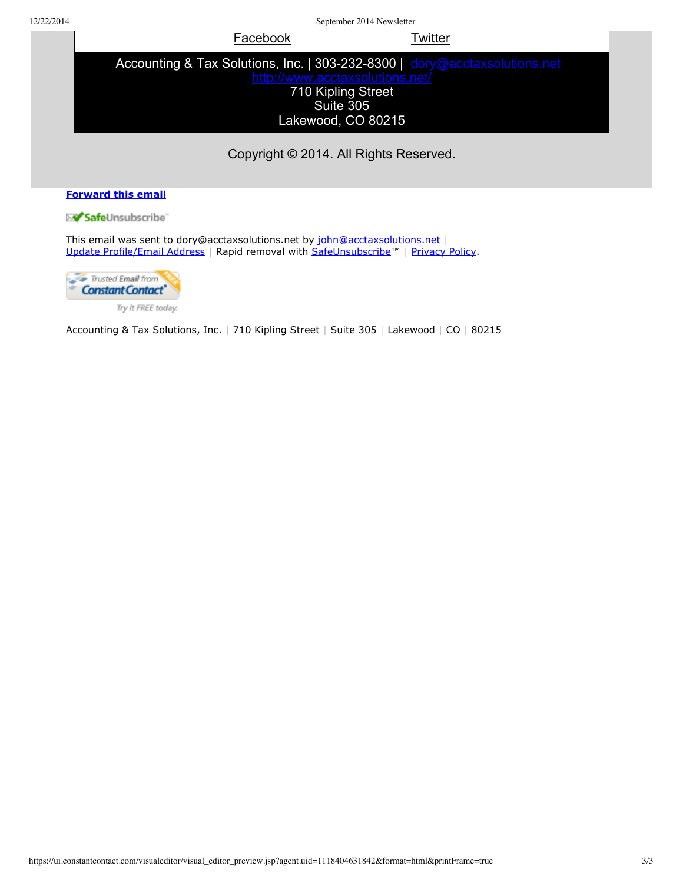[Facebook](#) [Twitter](#)

Accounting & Tax Solutions, Inc. | 303-232-8300 | dory@acctaxsolutions.net
http://www.acctaxsolutions.net/
710 Kipling Street
Suite 305
Lakewood, CO 80215

Copyright © 2014. All Rights Reserved.

**Forward this email**

SafeUnsubscribe

This email was sent to dory@acctaxsolutions.net by john@acctaxsolutions.net | Update Profile/Email Address | Rapid removal with SafeUnsubscribe™ | Privacy Policy.

Trusted Email from Constant Contact

Try it FREE today.

Accounting & Tax Solutions, Inc. | 710 Kipling Street | Suite 305 | Lakewood | CO | 80215